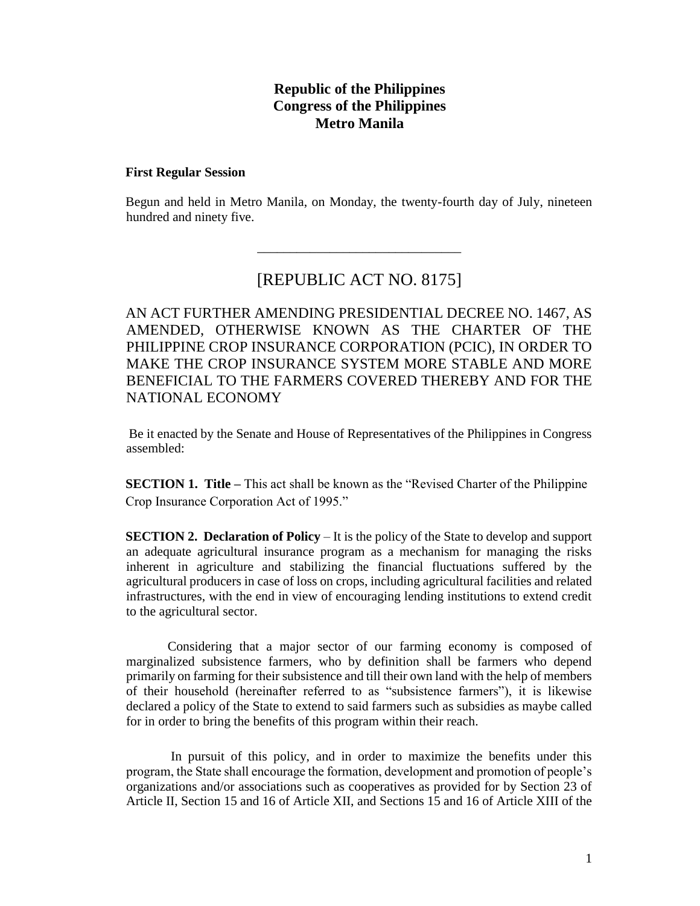**Republic of the Philippines**
**Congress of the Philippines**
**Metro Manila**

**First Regular Session**

Begun and held in Metro Manila, on Monday, the twenty-fourth day of July, nineteen hundred and ninety five.

---

# [REPUBLIC ACT NO. 8175]

AN ACT FURTHER AMENDING PRESIDENTIAL DECREE NO. 1467, AS AMENDED, OTHERWISE KNOWN AS THE CHARTER OF THE PHILIPPINE CROP INSURANCE CORPORATION (PCIC), IN ORDER TO MAKE THE CROP INSURANCE SYSTEM MORE STABLE AND MORE BENEFICIAL TO THE FARMERS COVERED THEREBY AND FOR THE NATIONAL ECONOMY

Be it enacted by the Senate and House of Representatives of the Philippines in Congress assembled:

**SECTION 1. Title –** This act shall be known as the "Revised Charter of the Philippine Crop Insurance Corporation Act of 1995."

**SECTION 2. Declaration of Policy** – It is the policy of the State to develop and support an adequate agricultural insurance program as a mechanism for managing the risks inherent in agriculture and stabilizing the financial fluctuations suffered by the agricultural producers in case of loss on crops, including agricultural facilities and related infrastructures, with the end in view of encouraging lending institutions to extend credit to the agricultural sector.

Considering that a major sector of our farming economy is composed of marginalized subsistence farmers, who by definition shall be farmers who depend primarily on farming for their subsistence and till their own land with the help of members of their household (hereinafter referred to as "subsistence farmers"), it is likewise declared a policy of the State to extend to said farmers such as subsidies as maybe called for in order to bring the benefits of this program within their reach.

In pursuit of this policy, and in order to maximize the benefits under this program, the State shall encourage the formation, development and promotion of people's organizations and/or associations such as cooperatives as provided for by Section 23 of Article II, Section 15 and 16 of Article XII, and Sections 15 and 16 of Article XIII of the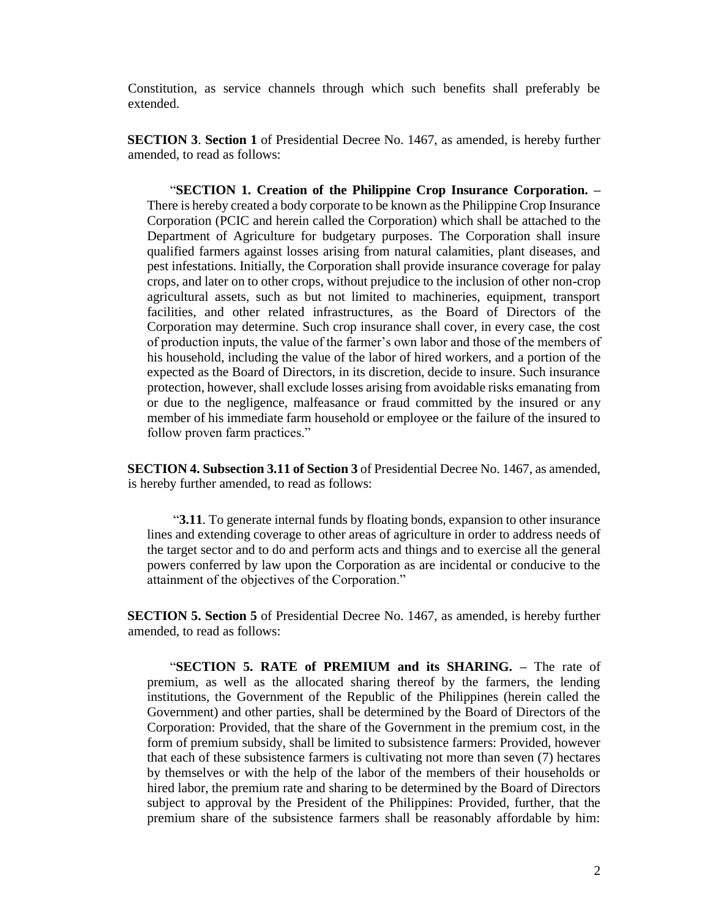Constitution, as service channels through which such benefits shall preferably be extended.

**SECTION 3**. **Section 1** of Presidential Decree No. 1467, as amended, is hereby further amended, to read as follows:

> "**SECTION 1. Creation of the Philippine Crop Insurance Corporation. –** There is hereby created a body corporate to be known as the Philippine Crop Insurance Corporation (PCIC and herein called the Corporation) which shall be attached to the Department of Agriculture for budgetary purposes. The Corporation shall insure qualified farmers against losses arising from natural calamities, plant diseases, and pest infestations. Initially, the Corporation shall provide insurance coverage for palay crops, and later on to other crops, without prejudice to the inclusion of other non-crop agricultural assets, such as but not limited to machineries, equipment, transport facilities, and other related infrastructures, as the Board of Directors of the Corporation may determine. Such crop insurance shall cover, in every case, the cost of production inputs, the value of the farmer's own labor and those of the members of his household, including the value of the labor of hired workers, and a portion of the expected as the Board of Directors, in its discretion, decide to insure. Such insurance protection, however, shall exclude losses arising from avoidable risks emanating from or due to the negligence, malfeasance or fraud committed by the insured or any member of his immediate farm household or employee or the failure of the insured to follow proven farm practices."

**SECTION 4. Subsection 3.11 of Section 3** of Presidential Decree No. 1467, as amended, is hereby further amended, to read as follows:

> "**3.11**. To generate internal funds by floating bonds, expansion to other insurance lines and extending coverage to other areas of agriculture in order to address needs of the target sector and to do and perform acts and things and to exercise all the general powers conferred by law upon the Corporation as are incidental or conducive to the attainment of the objectives of the Corporation."

**SECTION 5. Section 5** of Presidential Decree No. 1467, as amended, is hereby further amended, to read as follows:

> "**SECTION 5. RATE of PREMIUM and its SHARING. –** The rate of premium, as well as the allocated sharing thereof by the farmers, the lending institutions, the Government of the Republic of the Philippines (herein called the Government) and other parties, shall be determined by the Board of Directors of the Corporation: Provided, that the share of the Government in the premium cost, in the form of premium subsidy, shall be limited to subsistence farmers: Provided, however that each of these subsistence farmers is cultivating not more than seven (7) hectares by themselves or with the help of the labor of the members of their households or hired labor, the premium rate and sharing to be determined by the Board of Directors subject to approval by the President of the Philippines: Provided, further, that the premium share of the subsistence farmers shall be reasonably affordable by him: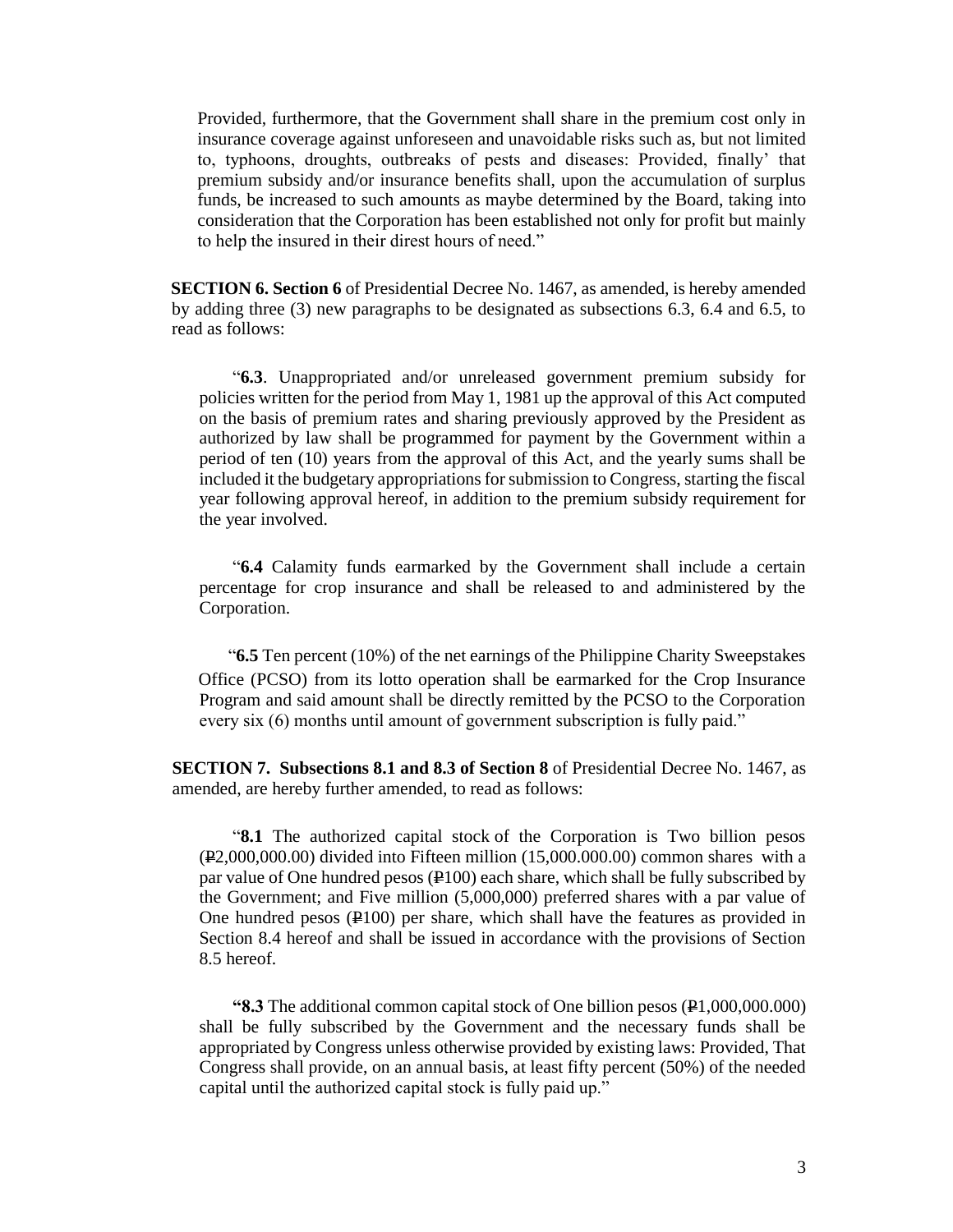Provided, furthermore, that the Government shall share in the premium cost only in insurance coverage against unforeseen and unavoidable risks such as, but not limited to, typhoons, droughts, outbreaks of pests and diseases: Provided, finally' that premium subsidy and/or insurance benefits shall, upon the accumulation of surplus funds, be increased to such amounts as maybe determined by the Board, taking into consideration that the Corporation has been established not only for profit but mainly to help the insured in their direst hours of need."

**SECTION 6. Section 6** of Presidential Decree No. 1467, as amended, is hereby amended by adding three (3) new paragraphs to be designated as subsections 6.3, 6.4 and 6.5, to read as follows:

"**6.3**. Unappropriated and/or unreleased government premium subsidy for policies written for the period from May 1, 1981 up the approval of this Act computed on the basis of premium rates and sharing previously approved by the President as authorized by law shall be programmed for payment by the Government within a period of ten (10) years from the approval of this Act, and the yearly sums shall be included it the budgetary appropriations for submission to Congress, starting the fiscal year following approval hereof, in addition to the premium subsidy requirement for the year involved.

"**6.4** Calamity funds earmarked by the Government shall include a certain percentage for crop insurance and shall be released to and administered by the Corporation.

"**6.5** Ten percent (10%) of the net earnings of the Philippine Charity Sweepstakes Office (PCSO) from its lotto operation shall be earmarked for the Crop Insurance Program and said amount shall be directly remitted by the PCSO to the Corporation every six (6) months until amount of government subscription is fully paid."

**SECTION 7. Subsections 8.1 and 8.3 of Section 8** of Presidential Decree No. 1467, as amended, are hereby further amended, to read as follows:

"**8.1** The authorized capital stock of the Corporation is Two billion pesos (₱2,000,000.00) divided into Fifteen million (15,000.000.00) common shares with a par value of One hundred pesos (₱100) each share, which shall be fully subscribed by the Government; and Five million (5,000,000) preferred shares with a par value of One hundred pesos (₱100) per share, which shall have the features as provided in Section 8.4 hereof and shall be issued in accordance with the provisions of Section 8.5 hereof.

**"8.3** The additional common capital stock of One billion pesos (₱1,000,000.000) shall be fully subscribed by the Government and the necessary funds shall be appropriated by Congress unless otherwise provided by existing laws: Provided, That Congress shall provide, on an annual basis, at least fifty percent (50%) of the needed capital until the authorized capital stock is fully paid up."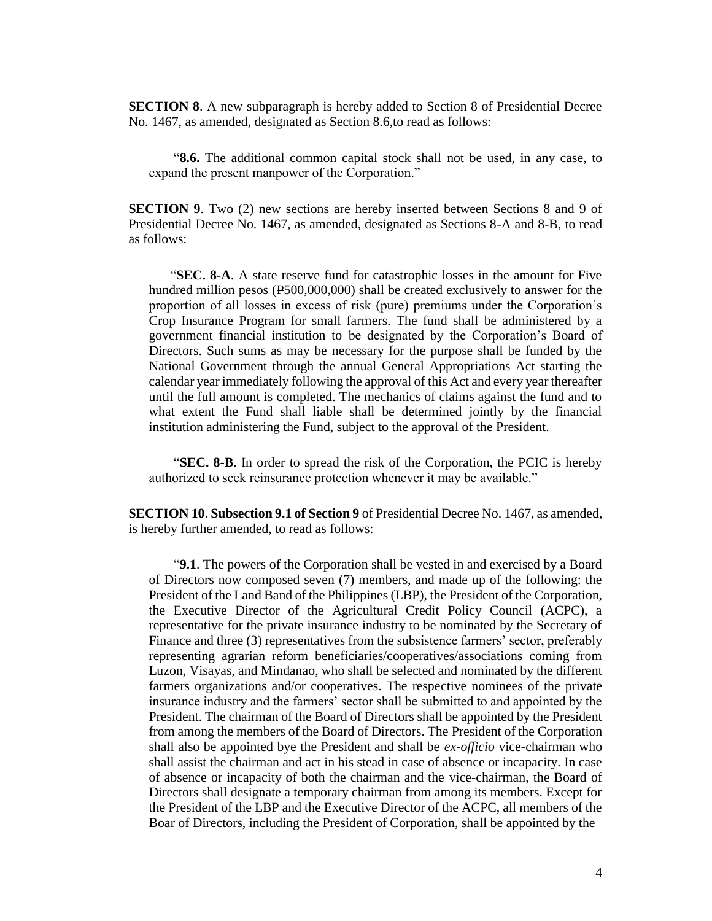**SECTION 8**. A new subparagraph is hereby added to Section 8 of Presidential Decree No. 1467, as amended, designated as Section 8.6,to read as follows:

> "**8.6.** The additional common capital stock shall not be used, in any case, to expand the present manpower of the Corporation."

**SECTION 9**. Two (2) new sections are hereby inserted between Sections 8 and 9 of Presidential Decree No. 1467, as amended, designated as Sections 8-A and 8-B, to read as follows:

> "**SEC. 8-A**. A state reserve fund for catastrophic losses in the amount for Five hundred million pesos (₱500,000,000) shall be created exclusively to answer for the proportion of all losses in excess of risk (pure) premiums under the Corporation's Crop Insurance Program for small farmers. The fund shall be administered by a government financial institution to be designated by the Corporation's Board of Directors. Such sums as may be necessary for the purpose shall be funded by the National Government through the annual General Appropriations Act starting the calendar year immediately following the approval of this Act and every year thereafter until the full amount is completed. The mechanics of claims against the fund and to what extent the Fund shall liable shall be determined jointly by the financial institution administering the Fund, subject to the approval of the President.
>
> "**SEC. 8-B**. In order to spread the risk of the Corporation, the PCIC is hereby authorized to seek reinsurance protection whenever it may be available."

**SECTION 10**. **Subsection 9.1 of Section 9** of Presidential Decree No. 1467, as amended, is hereby further amended, to read as follows:

> "**9.1**. The powers of the Corporation shall be vested in and exercised by a Board of Directors now composed seven (7) members, and made up of the following: the President of the Land Band of the Philippines (LBP), the President of the Corporation, the Executive Director of the Agricultural Credit Policy Council (ACPC), a representative for the private insurance industry to be nominated by the Secretary of Finance and three (3) representatives from the subsistence farmers' sector, preferably representing agrarian reform beneficiaries/cooperatives/associations coming from Luzon, Visayas, and Mindanao, who shall be selected and nominated by the different farmers organizations and/or cooperatives. The respective nominees of the private insurance industry and the farmers' sector shall be submitted to and appointed by the President. The chairman of the Board of Directors shall be appointed by the President from among the members of the Board of Directors. The President of the Corporation shall also be appointed bye the President and shall be *ex-officio* vice-chairman who shall assist the chairman and act in his stead in case of absence or incapacity. In case of absence or incapacity of both the chairman and the vice-chairman, the Board of Directors shall designate a temporary chairman from among its members. Except for the President of the LBP and the Executive Director of the ACPC, all members of the Boar of Directors, including the President of Corporation, shall be appointed by the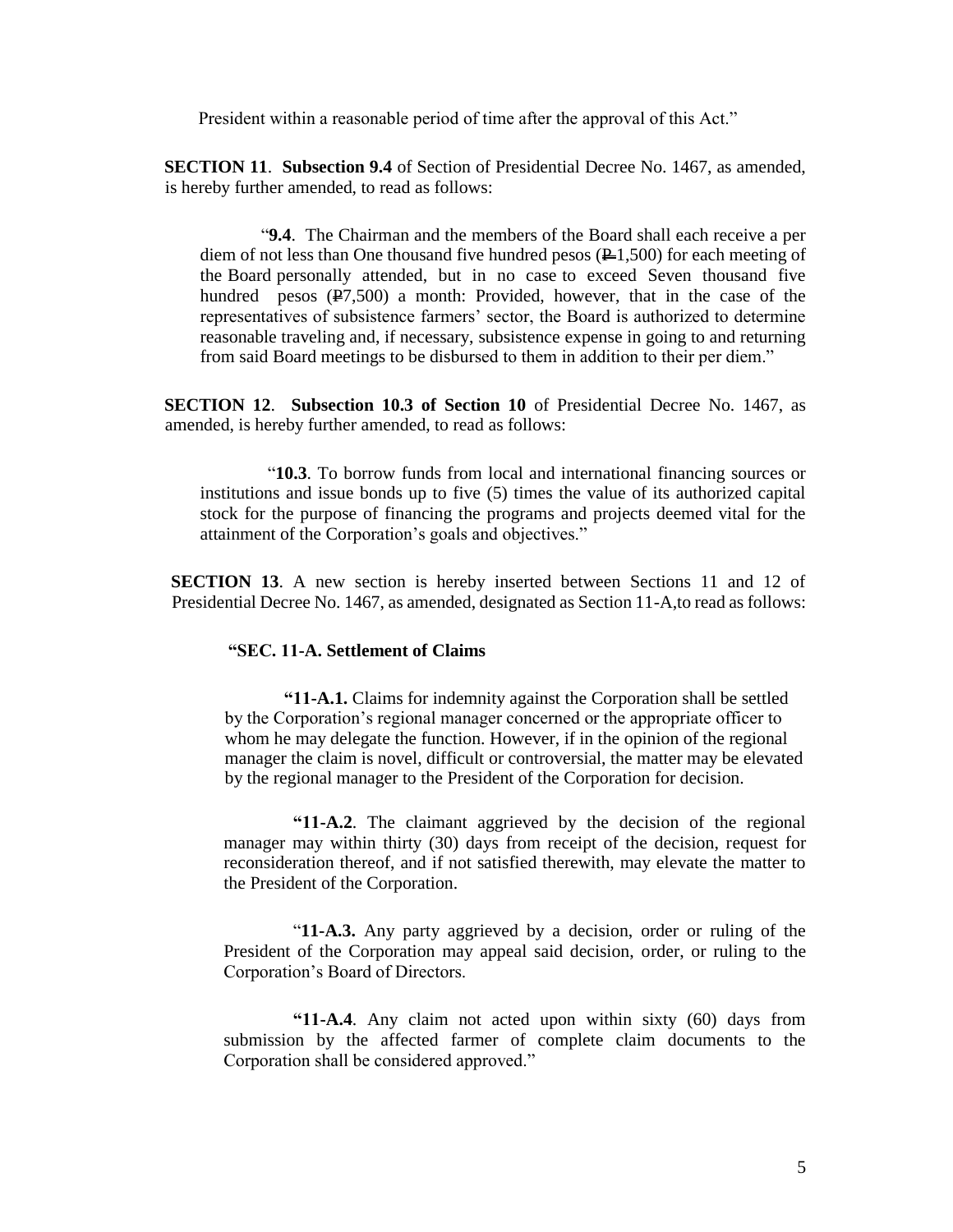President within a reasonable period of time after the approval of this Act."

**SECTION 11**. **Subsection 9.4** of Section of Presidential Decree No. 1467, as amended, is hereby further amended, to read as follows:

"**9.4**. The Chairman and the members of the Board shall each receive a per diem of not less than One thousand five hundred pesos (₱1,500) for each meeting of the Board personally attended, but in no case to exceed Seven thousand five hundred pesos (₱7,500) a month: Provided, however, that in the case of the representatives of subsistence farmers' sector, the Board is authorized to determine reasonable traveling and, if necessary, subsistence expense in going to and returning from said Board meetings to be disbursed to them in addition to their per diem."

**SECTION 12**. **Subsection 10.3 of Section 10** of Presidential Decree No. 1467, as amended, is hereby further amended, to read as follows:

"**10.3**. To borrow funds from local and international financing sources or institutions and issue bonds up to five (5) times the value of its authorized capital stock for the purpose of financing the programs and projects deemed vital for the attainment of the Corporation's goals and objectives."

**SECTION 13**. A new section is hereby inserted between Sections 11 and 12 of Presidential Decree No. 1467, as amended, designated as Section 11-A,to read as follows:

**"SEC. 11-A. Settlement of Claims**

**"11-A.1.** Claims for indemnity against the Corporation shall be settled by the Corporation's regional manager concerned or the appropriate officer to whom he may delegate the function. However, if in the opinion of the regional manager the claim is novel, difficult or controversial, the matter may be elevated by the regional manager to the President of the Corporation for decision.

**"11-A.2**. The claimant aggrieved by the decision of the regional manager may within thirty (30) days from receipt of the decision, request for reconsideration thereof, and if not satisfied therewith, may elevate the matter to the President of the Corporation.

"**11-A.3.** Any party aggrieved by a decision, order or ruling of the President of the Corporation may appeal said decision, order, or ruling to the Corporation's Board of Directors.

**"11-A.4**. Any claim not acted upon within sixty (60) days from submission by the affected farmer of complete claim documents to the Corporation shall be considered approved."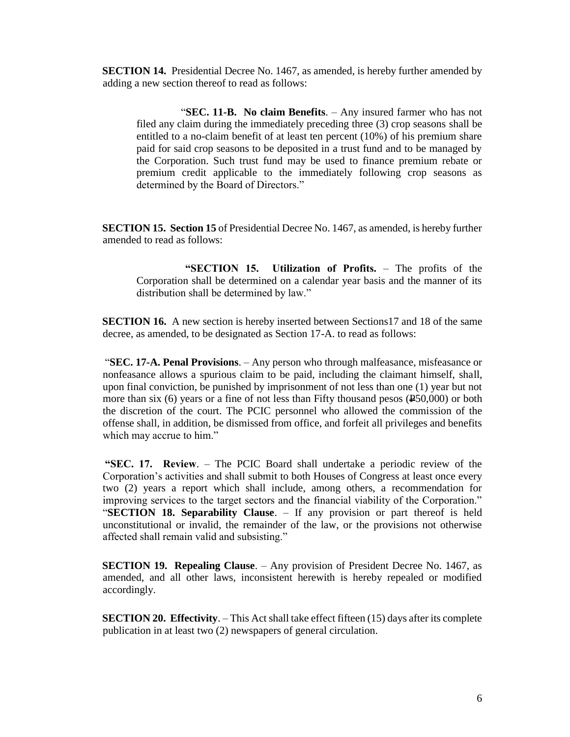**SECTION 14.** Presidential Decree No. 1467, as amended, is hereby further amended by adding a new section thereof to read as follows:

> "**SEC. 11-B. No claim Benefits**. – Any insured farmer who has not filed any claim during the immediately preceding three (3) crop seasons shall be entitled to a no-claim benefit of at least ten percent (10%) of his premium share paid for said crop seasons to be deposited in a trust fund and to be managed by the Corporation. Such trust fund may be used to finance premium rebate or premium credit applicable to the immediately following crop seasons as determined by the Board of Directors."

**SECTION 15. Section 15** of Presidential Decree No. 1467, as amended, is hereby further amended to read as follows:

> **"SECTION 15. Utilization of Profits.** – The profits of the Corporation shall be determined on a calendar year basis and the manner of its distribution shall be determined by law."

**SECTION 16.** A new section is hereby inserted between Sections17 and 18 of the same decree, as amended, to be designated as Section 17-A. to read as follows:

"**SEC. 17-A. Penal Provisions**. – Any person who through malfeasance, misfeasance or nonfeasance allows a spurious claim to be paid, including the claimant himself, shall, upon final conviction, be punished by imprisonment of not less than one (1) year but not more than six (6) years or a fine of not less than Fifty thousand pesos (₱50,000) or both the discretion of the court. The PCIC personnel who allowed the commission of the offense shall, in addition, be dismissed from office, and forfeit all privileges and benefits which may accrue to him."

**"SEC. 17. Review**. – The PCIC Board shall undertake a periodic review of the Corporation's activities and shall submit to both Houses of Congress at least once every two (2) years a report which shall include, among others, a recommendation for improving services to the target sectors and the financial viability of the Corporation."
"**SECTION 18. Separability Clause**. – If any provision or part thereof is held unconstitutional or invalid, the remainder of the law, or the provisions not otherwise affected shall remain valid and subsisting."

**SECTION 19. Repealing Clause**. – Any provision of President Decree No. 1467, as amended, and all other laws, inconsistent herewith is hereby repealed or modified accordingly.

**SECTION 20. Effectivity**. – This Act shall take effect fifteen (15) days after its complete publication in at least two (2) newspapers of general circulation.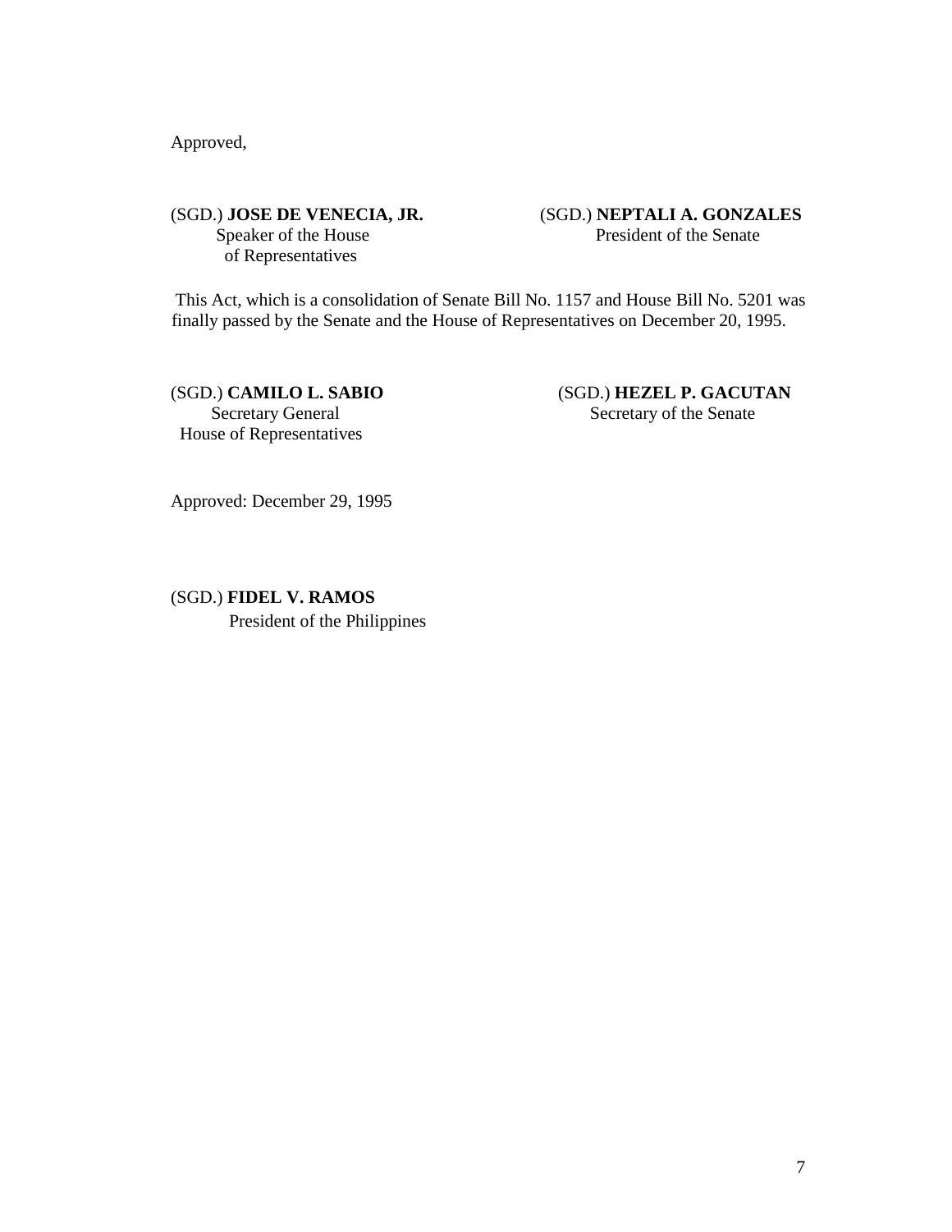Approved,

(SGD.) **JOSE DE VENECIA, JR.**
Speaker of the House
of Representatives

(SGD.) **NEPTALI A. GONZALES**
President of the Senate

This Act, which is a consolidation of Senate Bill No. 1157 and House Bill No. 5201 was finally passed by the Senate and the House of Representatives on December 20, 1995.

(SGD.) **CAMILO L. SABIO**
Secretary General
House of Representatives

(SGD.) **HEZEL P. GACUTAN**
Secretary of the Senate

Approved: December 29, 1995

(SGD.) **FIDEL V. RAMOS**
President of the Philippines